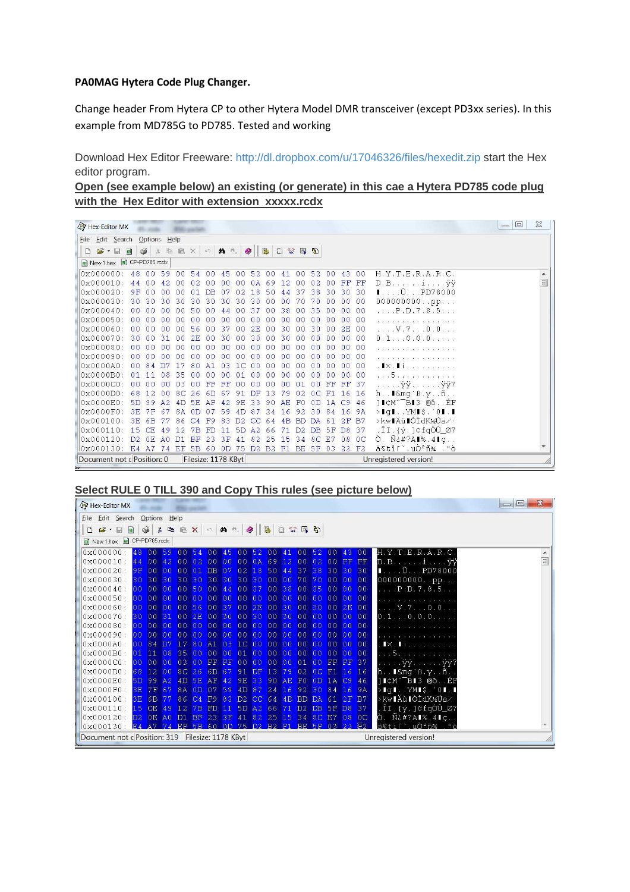**PA0MAG Hytera Code Plug Changer.**

Change header From Hytera CP to other Hytera Model DMR transceiver (except PD3xx series). In this example from MD785G to PD785. Tested and working

Download Hex Editor Freeware: http://dl.dropbox.com/u/17046326/files/hexedit.zip start the Hex editor program.

**Open (see example below) an existing (or generate) in this cae a Hytera PD785 code plug with the Hex Editor with extension xxxxx.rcdx**

```
0x000000: 48 00 59 00 54 00 45 00 52 00 41 00 52 00 43 00  H.Y.T.E.R.A.R.C.
0x000010: 44 00 42 00 02 00 00 00 0A 69 12 00 02 00 FF FF  D.B......i....ÿÿ
0x000020: 9F 00 00 00 01 DB 07 02 18 50 44 37 38 30 30 30  ....Û...PD78000
0x000030: 30 30 30 30 30 30 30 30 30 00 00 70 70 00 00 00  000000000..pp...
0x000040: 00 00 00 00 50 00 44 00 37 00 38 00 35 00 00 00  ....P.D.7.8.5...
0x000050: 00 00 00 00 00 00 00 00 00 00 00 00 00 00 00 00  ................
0x000060: 00 00 00 00 56 00 37 00 2E 00 30 00 30 00 2E 00  ....V.7...0.0...
0x000070: 30 00 31 00 2E 00 30 00 30 00 30 00 00 00 00 00  0.1...0.0.0.....
0x000080: 00 00 00 00 00 00 00 00 00 00 00 00 00 00 00 00  ................
0x000090: 00 00 00 00 00 00 00 00 00 00 00 00 00 00 00 00  ................
0x0000A0: 00 84 D7 17 80 A1 03 1C 00 00 00 00 00 00 00 00  ................
0x0000B0: 01 11 08 35 00 00 00 01 00 00 00 00 00 00 00 00  ...5............
0x0000C0: 00 00 00 03 00 FF FF 00 00 00 01 00 FF FF 37     ....ÿÿ.....ÿÿ7
0x0000D0: 68 12 00 8C 26 6D 67 91 DF 13 79 02 0C F1 16 16  h...&mg'ß.y..ñ..
0x0000E0: 5D 99 A2 4D 5E AF 42 9E 33 90 AE F0 0D 1A C9 46  ]¢M^¯B3 ®ð..ÉF
0x0000F0: 3E 7F 67 8A 0D 07 59 4D 87 24 16 92 30 84 16 9A  >.g...YM$.'0..
0x000100: 3E 6B 77 86 C4 F9 83 D2 CC 64 4B BD DA 61 2F B7  >kwÄùÒÌdK½Úa/·
0x000110: 15 CE 49 12 7B FD 11 5D A2 66 71 D2 DB 5F D8 37  .ÎI.{ý.]¢fqÒÛ_Ø7
0x000120: D2 0E A0 D1 BF 23 3F 41 82 25 15 34 8C E7 08 0C  Ò. Ñ¿#?A%.4ç..
0x000130: E4 A7 74 EF 5B 60 0D 75 D2 B2 F1 BE 5F 03 22 F2  ä§tï[`.uÒ²ñ¾_."ò
Document not c Position: 0   Filesize: 1178 KByt   Unregistered version!
```

**Select RULE 0 TILL 390 and Copy This rules (see picture below)**

```
0x000000: 48 00 59 00 54 00 45 00 52 00 41 00 52 00 43 00  H.Y.T.E.R.A.R.C.
0x000010: 44 00 42 00 02 00 00 00 0A 69 12 00 02 00 FF FF  D.B......i....ÿÿ
0x000020: 9F 00 00 00 01 DB 07 02 18 50 44 37 38 30 30 30  ....Û...PD78000
0x000030: 30 30 30 30 30 30 30 30 30 00 00 70 70 00 00 00  000000000..pp...
0x000040: 00 00 00 00 50 00 44 00 37 00 38 00 35 00 00 00  ....P.D.7.8.5...
0x000050: 00 00 00 00 00 00 00 00 00 00 00 00 00 00 00 00  ................
0x000060: 00 00 00 00 56 00 37 00 2E 00 30 00 30 00 2E 00  ....V.7...0.0...
0x000070: 30 00 31 00 2E 00 30 00 30 00 30 00 00 00 00 00  0.1...0.0.0.....
0x000080: 00 00 00 00 00 00 00 00 00 00 00 00 00 00 00 00  ................
0x000090: 00 00 00 00 00 00 00 00 00 00 00 00 00 00 00 00  ................
0x0000A0: 00 84 D7 17 80 A1 03 1C 00 00 00 00 00 00 00 00  ................
0x0000B0: 01 11 08 35 00 00 00 01 00 00 00 00 00 00 00 00  ...5............
0x0000C0: 00 00 00 03 00 FF FF 00 00 00 01 00 FF FF 37     ....ÿÿ.....ÿÿ7
0x0000D0: 68 12 00 8C 26 6D 67 91 DF 13 79 02 0C F1 16 16  h...&mg'ß.y..ñ..
0x0000E0: 5D 99 A2 4D 5E AF 42 9E 33 90 AE F0 0D 1A C9 46  ]¢M^¯B3 ®ð..ÉF
0x0000F0: 3E 7F 67 8A 0D 07 59 4D 87 24 16 92 30 84 16 9A  >.g...YM$.'0..
0x000100: 3E 6B 77 86 C4 F9 83 D2 CC 64 4B BD DA 61 2F B7  >kwÄùÒÌdK½Úa/·
0x000110: 15 CE 49 12 7B FD 11 5D A2 66 71 D2 DB 5F D8 37  .ÎI.{ý.]¢fqÒÛ_Ø7
0x000120: D2 0E A0 D1 BF 23 3F 41 82 25 15 34 8C E7 08 0C  Ò. Ñ¿#?A%.4ç..
0x000130: E4 A7 74 EF 5B 60 0D 75 D2 B2 F1 BE 5F 03 22 F2  ä§tï[`.uÒ²ñ¾_."ò
Document not c Position: 319   Filesize: 1178 KByt   Unregistered version!
```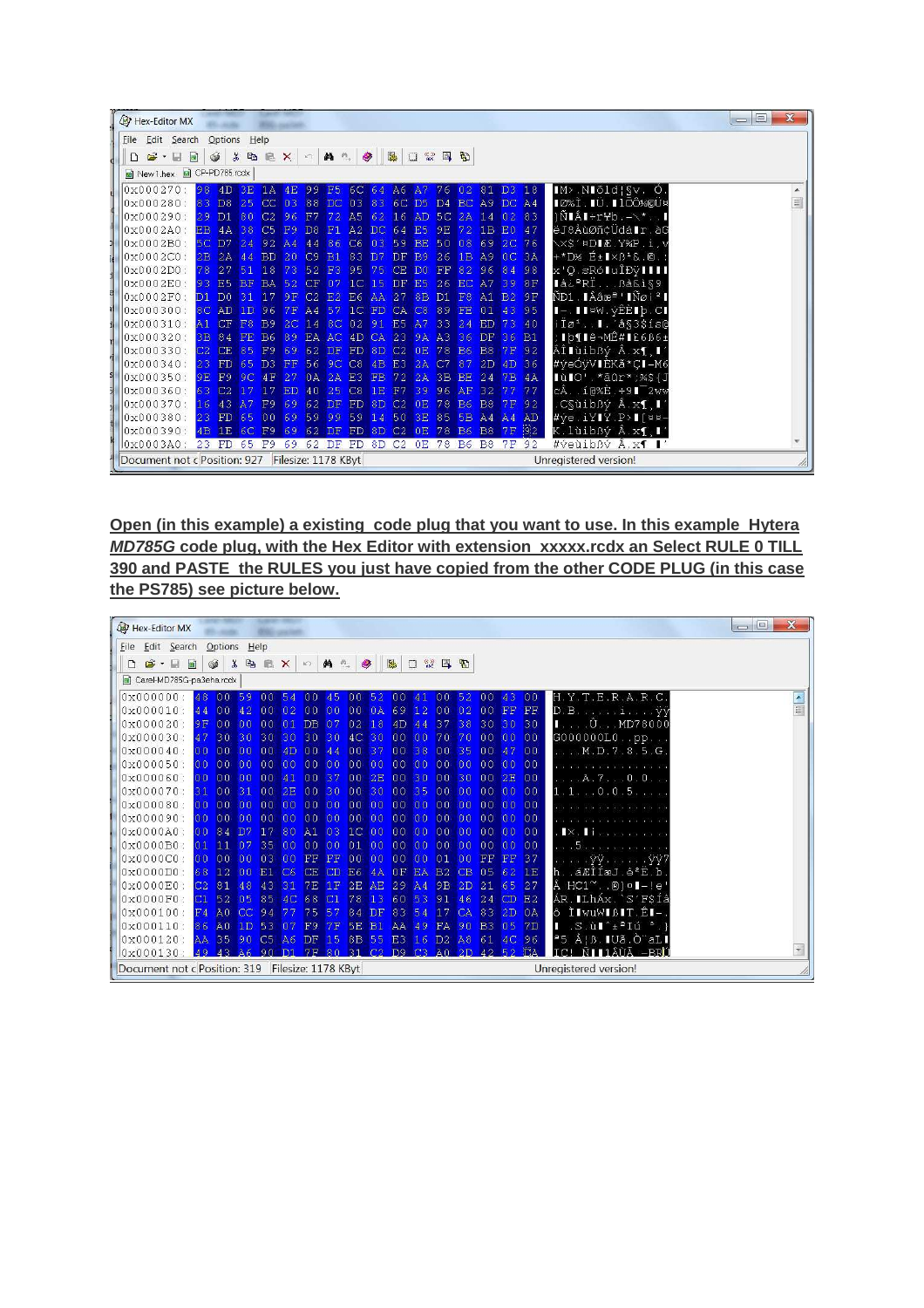**Open (in this example) a existing code plug that you want to use. In this example Hytera *MD785G* code plug, with the Hex Editor with extension xxxxx.rcdx an Select RULE 0 TILL 390 and PASTE the RULES you just have copied from the other CODE PLUG (in this case the PS785) see picture below.**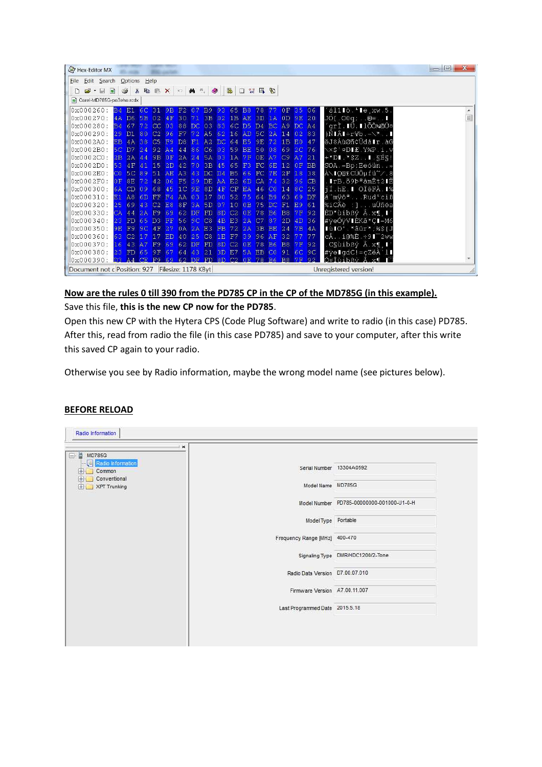**Now are the rules 0 till 390 from the PD785 CP in the CP of the MD785G (in this example).**

Save this file, **this is the new CP now for the PD785**.

Open this new CP with the Hytera CPS (Code Plug Software) and write to radio (in this case) PD785. After this, read from radio the file (in this case PD785) and save to your computer, after this write this saved CP again to your radio.

Otherwise you see by Radio information, maybe the wrong model name (see pictures below).

**BEFORE RELOAD**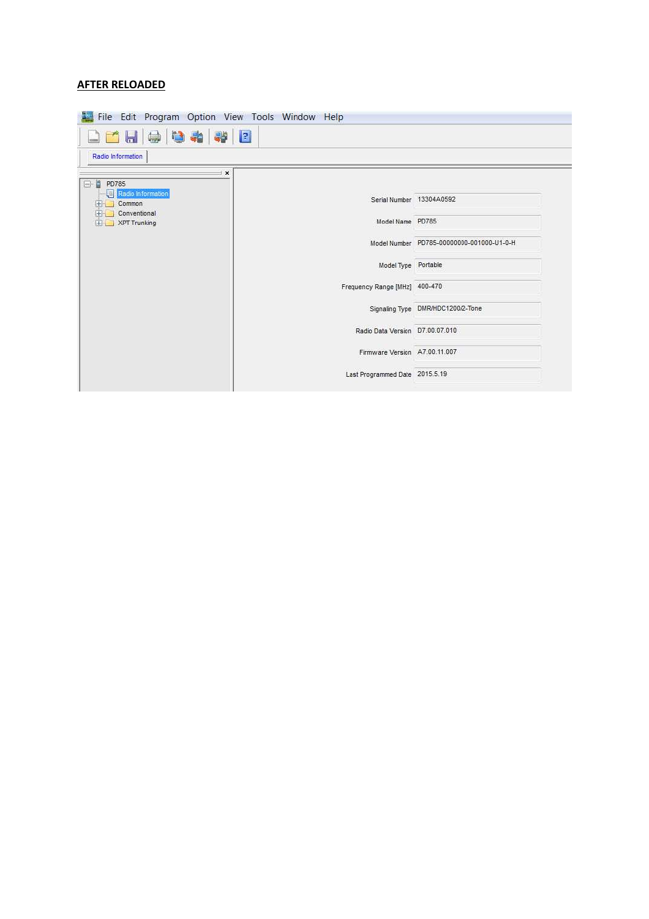**AFTER RELOADED**

File Edit Program Option View Tools Window Help

Radio Information

PD785
Radio Information
Common
Conventional
XPT Trunking

| | |
|---|---|
| Serial Number | 13304A0592 |
| Model Name | PD785 |
| Model Number | PD785-00000000-001000-U1-0-H |
| Model Type | Portable |
| Frequency Range [MHz] | 400-470 |
| Signaling Type | DMR/HDC1200/2-Tone |
| Radio Data Version | D7.00.07.010 |
| Firmware Version | A7.00.11.007 |
| Last Programmed Date | 2015.5.19 |